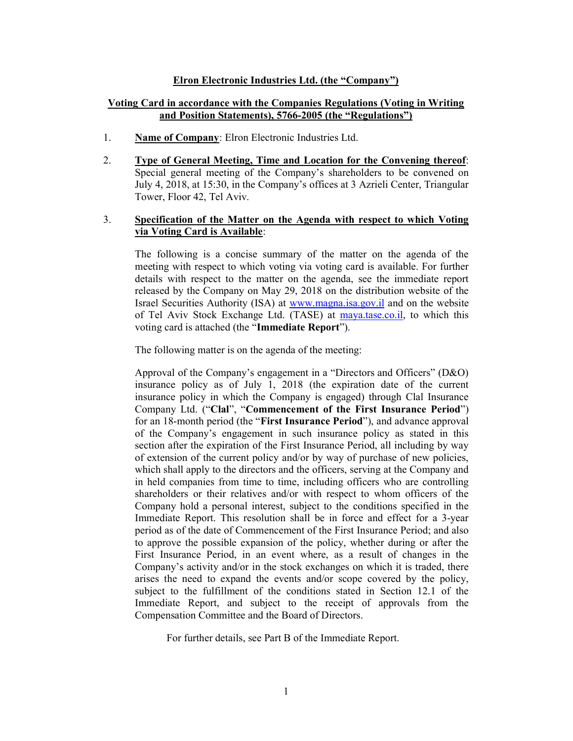**Elron Electronic Industries Ltd. (the "Company")**

**Voting Card in accordance with the Companies Regulations (Voting in Writing and Position Statements), 5766-2005 (the "Regulations")**

1. **Name of Company**: Elron Electronic Industries Ltd.

2. **Type of General Meeting, Time and Location for the Convening thereof**: Special general meeting of the Company's shareholders to be convened on July 4, 2018, at 15:30, in the Company's offices at 3 Azrieli Center, Triangular Tower, Floor 42, Tel Aviv.

3. **Specification of the Matter on the Agenda with respect to which Voting via Voting Card is Available**:

   The following is a concise summary of the matter on the agenda of the meeting with respect to which voting via voting card is available. For further details with respect to the matter on the agenda, see the immediate report released by the Company on May 29, 2018 on the distribution website of the Israel Securities Authority (ISA) at www.magna.isa.gov.il and on the website of Tel Aviv Stock Exchange Ltd. (TASE) at maya.tase.co.il, to which this voting card is attached (the "**Immediate Report**").

   The following matter is on the agenda of the meeting:

   Approval of the Company's engagement in a "Directors and Officers" (D&O) insurance policy as of July 1, 2018 (the expiration date of the current insurance policy in which the Company is engaged) through Clal Insurance Company Ltd. ("**Clal**", "**Commencement of the First Insurance Period**") for an 18-month period (the "**First Insurance Period**"), and advance approval of the Company's engagement in such insurance policy as stated in this section after the expiration of the First Insurance Period, all including by way of extension of the current policy and/or by way of purchase of new policies, which shall apply to the directors and the officers, serving at the Company and in held companies from time to time, including officers who are controlling shareholders or their relatives and/or with respect to whom officers of the Company hold a personal interest, subject to the conditions specified in the Immediate Report. This resolution shall be in force and effect for a 3-year period as of the date of Commencement of the First Insurance Period; and also to approve the possible expansion of the policy, whether during or after the First Insurance Period, in an event where, as a result of changes in the Company's activity and/or in the stock exchanges on which it is traded, there arises the need to expand the events and/or scope covered by the policy, subject to the fulfillment of the conditions stated in Section 12.1 of the Immediate Report, and subject to the receipt of approvals from the Compensation Committee and the Board of Directors.

   For further details, see Part B of the Immediate Report.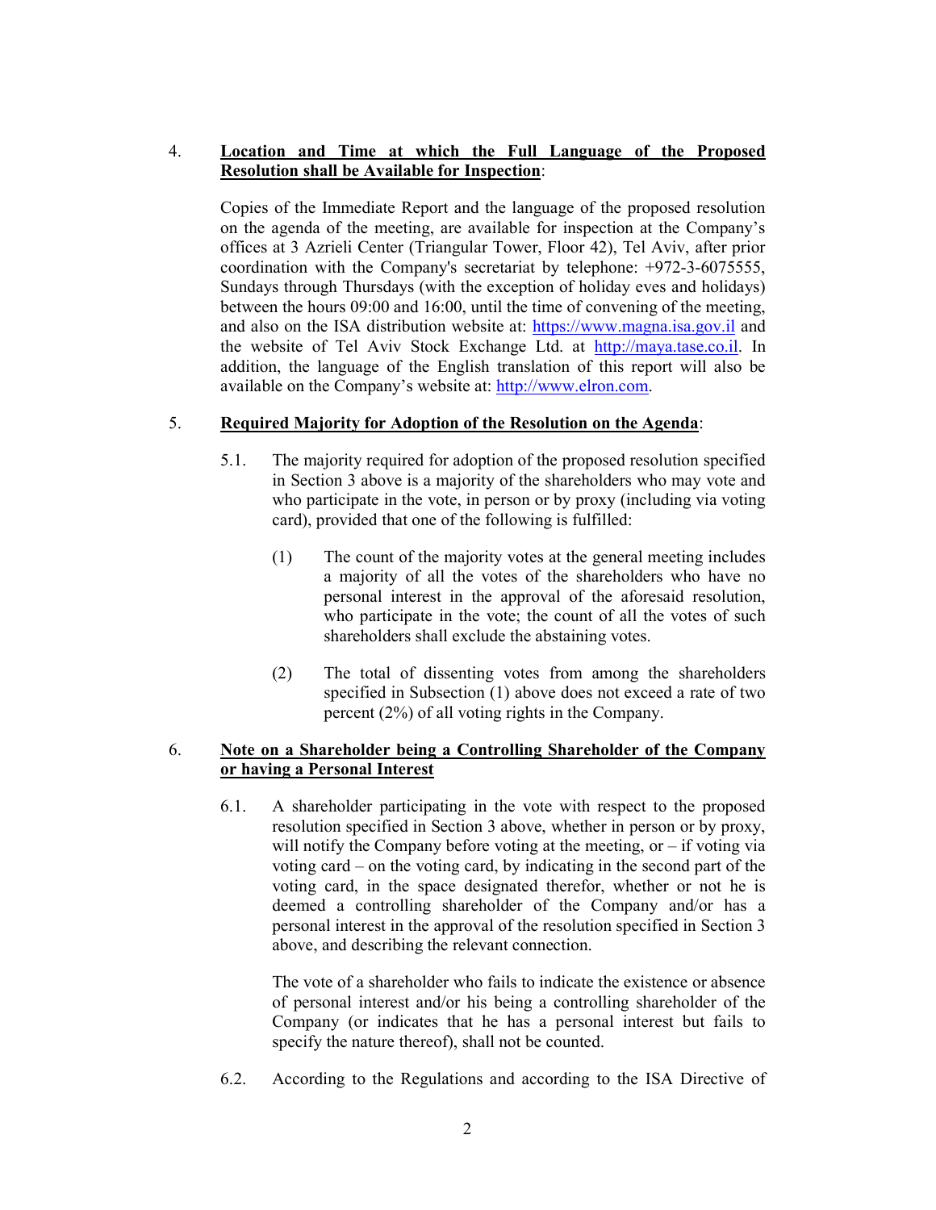4. **Location and Time at which the Full Language of the Proposed Resolution shall be Available for Inspection**:

   Copies of the Immediate Report and the language of the proposed resolution on the agenda of the meeting, are available for inspection at the Company's offices at 3 Azrieli Center (Triangular Tower, Floor 42), Tel Aviv, after prior coordination with the Company's secretariat by telephone: +972-3-6075555, Sundays through Thursdays (with the exception of holiday eves and holidays) between the hours 09:00 and 16:00, until the time of convening of the meeting, and also on the ISA distribution website at: https://www.magna.isa.gov.il and the website of Tel Aviv Stock Exchange Ltd. at http://maya.tase.co.il. In addition, the language of the English translation of this report will also be available on the Company's website at: http://www.elron.com.

5. **Required Majority for Adoption of the Resolution on the Agenda**:

   5.1. The majority required for adoption of the proposed resolution specified in Section 3 above is a majority of the shareholders who may vote and who participate in the vote, in person or by proxy (including via voting card), provided that one of the following is fulfilled:

   (1) The count of the majority votes at the general meeting includes a majority of all the votes of the shareholders who have no personal interest in the approval of the aforesaid resolution, who participate in the vote; the count of all the votes of such shareholders shall exclude the abstaining votes.

   (2) The total of dissenting votes from among the shareholders specified in Subsection (1) above does not exceed a rate of two percent (2%) of all voting rights in the Company.

6. **Note on a Shareholder being a Controlling Shareholder of the Company or having a Personal Interest**

   6.1. A shareholder participating in the vote with respect to the proposed resolution specified in Section 3 above, whether in person or by proxy, will notify the Company before voting at the meeting, or – if voting via voting card – on the voting card, by indicating in the second part of the voting card, in the space designated therefor, whether or not he is deemed a controlling shareholder of the Company and/or has a personal interest in the approval of the resolution specified in Section 3 above, and describing the relevant connection.

   The vote of a shareholder who fails to indicate the existence or absence of personal interest and/or his being a controlling shareholder of the Company (or indicates that he has a personal interest but fails to specify the nature thereof), shall not be counted.

   6.2. According to the Regulations and according to the ISA Directive of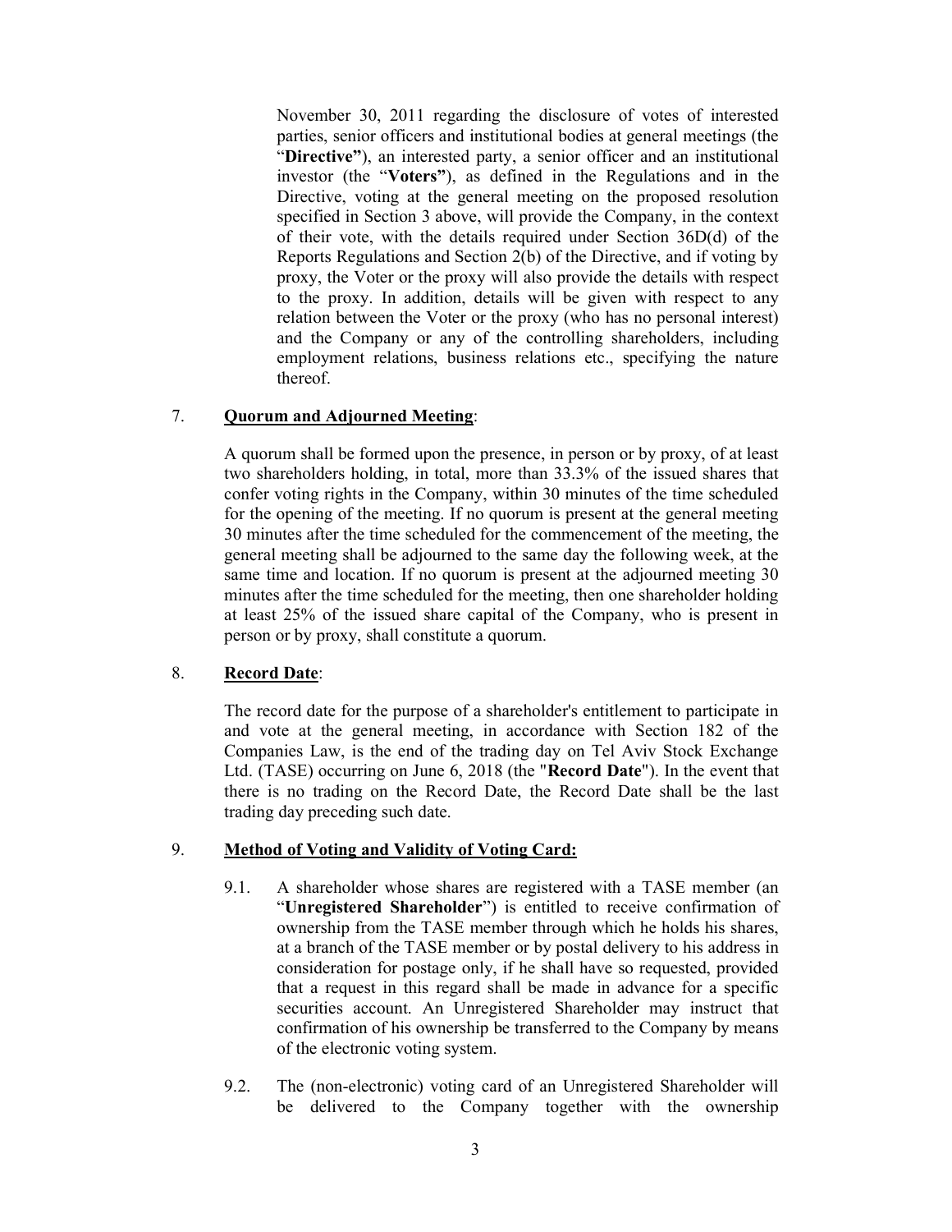November 30, 2011 regarding the disclosure of votes of interested parties, senior officers and institutional bodies at general meetings (the "**Directive"**), an interested party, a senior officer and an institutional investor (the "**Voters"**), as defined in the Regulations and in the Directive, voting at the general meeting on the proposed resolution specified in Section 3 above, will provide the Company, in the context of their vote, with the details required under Section 36D(d) of the Reports Regulations and Section 2(b) of the Directive, and if voting by proxy, the Voter or the proxy will also provide the details with respect to the proxy. In addition, details will be given with respect to any relation between the Voter or the proxy (who has no personal interest) and the Company or any of the controlling shareholders, including employment relations, business relations etc., specifying the nature thereof.

7. **Quorum and Adjourned Meeting**:

A quorum shall be formed upon the presence, in person or by proxy, of at least two shareholders holding, in total, more than 33.3% of the issued shares that confer voting rights in the Company, within 30 minutes of the time scheduled for the opening of the meeting. If no quorum is present at the general meeting 30 minutes after the time scheduled for the commencement of the meeting, the general meeting shall be adjourned to the same day the following week, at the same time and location. If no quorum is present at the adjourned meeting 30 minutes after the time scheduled for the meeting, then one shareholder holding at least 25% of the issued share capital of the Company, who is present in person or by proxy, shall constitute a quorum.

8. **Record Date**:

The record date for the purpose of a shareholder's entitlement to participate in and vote at the general meeting, in accordance with Section 182 of the Companies Law, is the end of the trading day on Tel Aviv Stock Exchange Ltd. (TASE) occurring on June 6, 2018 (the "**Record Date**"). In the event that there is no trading on the Record Date, the Record Date shall be the last trading day preceding such date.

9. **Method of Voting and Validity of Voting Card:**

9.1. A shareholder whose shares are registered with a TASE member (an "**Unregistered Shareholder**") is entitled to receive confirmation of ownership from the TASE member through which he holds his shares, at a branch of the TASE member or by postal delivery to his address in consideration for postage only, if he shall have so requested, provided that a request in this regard shall be made in advance for a specific securities account. An Unregistered Shareholder may instruct that confirmation of his ownership be transferred to the Company by means of the electronic voting system.

9.2. The (non-electronic) voting card of an Unregistered Shareholder will be delivered to the Company together with the ownership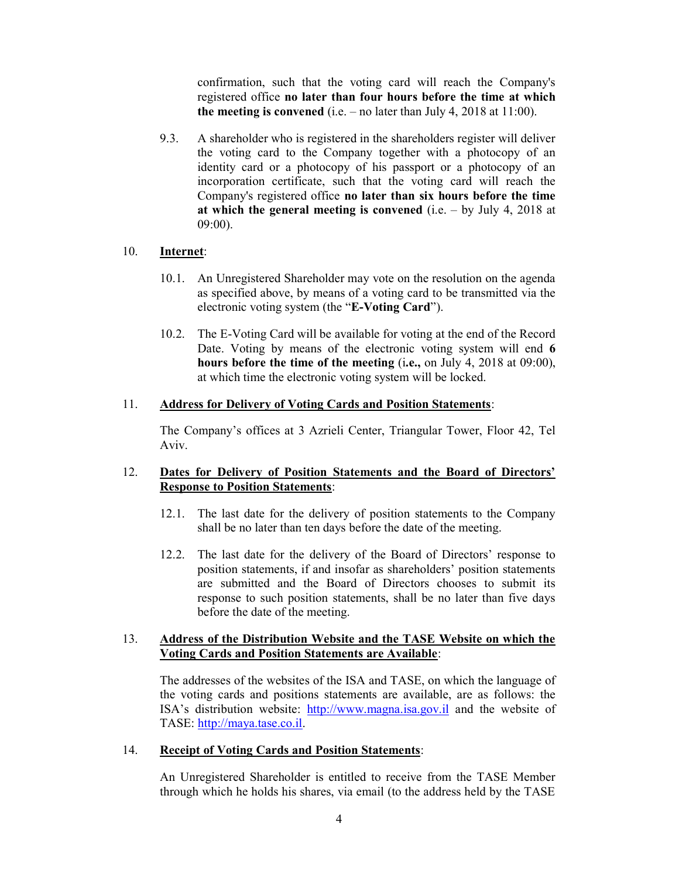confirmation, such that the voting card will reach the Company's registered office **no later than four hours before the time at which the meeting is convened** (i.e. – no later than July 4, 2018 at 11:00).

9.3. A shareholder who is registered in the shareholders register will deliver the voting card to the Company together with a photocopy of an identity card or a photocopy of his passport or a photocopy of an incorporation certificate, such that the voting card will reach the Company's registered office **no later than six hours before the time at which the general meeting is convened** (i.e. – by July 4, 2018 at 09:00).

10. **Internet**:

10.1. An Unregistered Shareholder may vote on the resolution on the agenda as specified above, by means of a voting card to be transmitted via the electronic voting system (the "**E-Voting Card**").

10.2. The E-Voting Card will be available for voting at the end of the Record Date. Voting by means of the electronic voting system will end **6 hours before the time of the meeting** (i**.e.,** on July 4, 2018 at 09:00), at which time the electronic voting system will be locked.

11. **Address for Delivery of Voting Cards and Position Statements**:

The Company's offices at 3 Azrieli Center, Triangular Tower, Floor 42, Tel Aviv.

12. **Dates for Delivery of Position Statements and the Board of Directors' Response to Position Statements**:

12.1. The last date for the delivery of position statements to the Company shall be no later than ten days before the date of the meeting.

12.2. The last date for the delivery of the Board of Directors' response to position statements, if and insofar as shareholders' position statements are submitted and the Board of Directors chooses to submit its response to such position statements, shall be no later than five days before the date of the meeting.

13. **Address of the Distribution Website and the TASE Website on which the Voting Cards and Position Statements are Available**:

The addresses of the websites of the ISA and TASE, on which the language of the voting cards and positions statements are available, are as follows: the ISA's distribution website: http://www.magna.isa.gov.il and the website of TASE: http://maya.tase.co.il.

14. **Receipt of Voting Cards and Position Statements**:

An Unregistered Shareholder is entitled to receive from the TASE Member through which he holds his shares, via email (to the address held by the TASE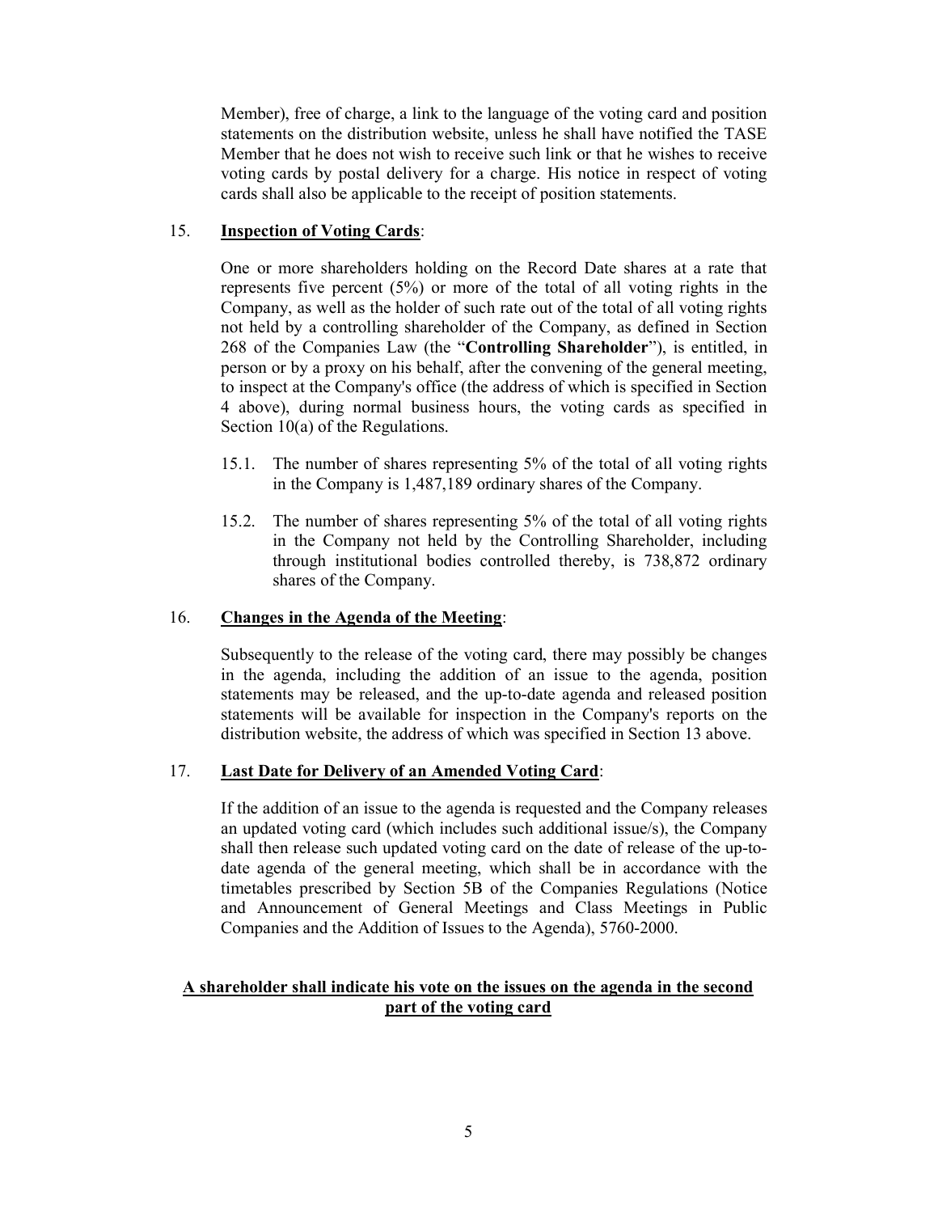Member), free of charge, a link to the language of the voting card and position statements on the distribution website, unless he shall have notified the TASE Member that he does not wish to receive such link or that he wishes to receive voting cards by postal delivery for a charge. His notice in respect of voting cards shall also be applicable to the receipt of position statements.

15. **<u>Inspection of Voting Cards</u>**:

One or more shareholders holding on the Record Date shares at a rate that represents five percent (5%) or more of the total of all voting rights in the Company, as well as the holder of such rate out of the total of all voting rights not held by a controlling shareholder of the Company, as defined in Section 268 of the Companies Law (the "**Controlling Shareholder**"), is entitled, in person or by a proxy on his behalf, after the convening of the general meeting, to inspect at the Company's office (the address of which is specified in Section 4 above), during normal business hours, the voting cards as specified in Section 10(a) of the Regulations.

15.1. The number of shares representing 5% of the total of all voting rights in the Company is 1,487,189 ordinary shares of the Company.

15.2. The number of shares representing 5% of the total of all voting rights in the Company not held by the Controlling Shareholder, including through institutional bodies controlled thereby, is 738,872 ordinary shares of the Company.

16. **<u>Changes in the Agenda of the Meeting</u>**:

Subsequently to the release of the voting card, there may possibly be changes in the agenda, including the addition of an issue to the agenda, position statements may be released, and the up-to-date agenda and released position statements will be available for inspection in the Company's reports on the distribution website, the address of which was specified in Section 13 above.

17. **<u>Last Date for Delivery of an Amended Voting Card</u>**:

If the addition of an issue to the agenda is requested and the Company releases an updated voting card (which includes such additional issue/s), the Company shall then release such updated voting card on the date of release of the up-to-date agenda of the general meeting, which shall be in accordance with the timetables prescribed by Section 5B of the Companies Regulations (Notice and Announcement of General Meetings and Class Meetings in Public Companies and the Addition of Issues to the Agenda), 5760-2000.

**<u>A shareholder shall indicate his vote on the issues on the agenda in the second part of the voting card</u>**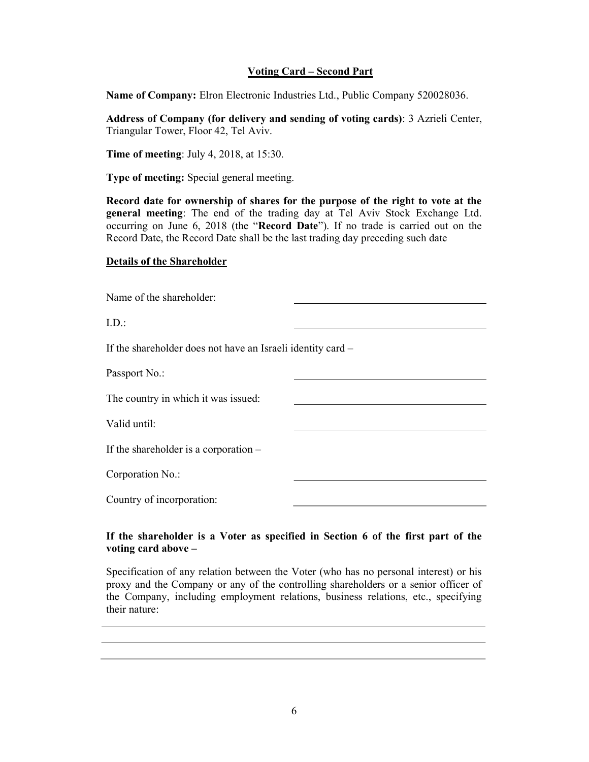## Voting Card – Second Part

**Name of Company:** Elron Electronic Industries Ltd., Public Company 520028036.

**Address of Company (for delivery and sending of voting cards)**: 3 Azrieli Center, Triangular Tower, Floor 42, Tel Aviv.

**Time of meeting**: July 4, 2018, at 15:30.

**Type of meeting:** Special general meeting.

**Record date for ownership of shares for the purpose of the right to vote at the general meeting**: The end of the trading day at Tel Aviv Stock Exchange Ltd. occurring on June 6, 2018 (the "**Record Date**"). If no trade is carried out on the Record Date, the Record Date shall be the last trading day preceding such date

### Details of the Shareholder

Name of the shareholder: ______________________________

I.D.: ______________________________

If the shareholder does not have an Israeli identity card –

Passport No.: ______________________________

The country in which it was issued: ______________________________

Valid until: ______________________________

If the shareholder is a corporation –

Corporation No.: ______________________________

Country of incorporation: ______________________________

**If the shareholder is a Voter as specified in Section 6 of the first part of the voting card above –**

Specification of any relation between the Voter (who has no personal interest) or his proxy and the Company or any of the controlling shareholders or a senior officer of the Company, including employment relations, business relations, etc., specifying their nature:

______________________________________________________________

______________________________________________________________

______________________________________________________________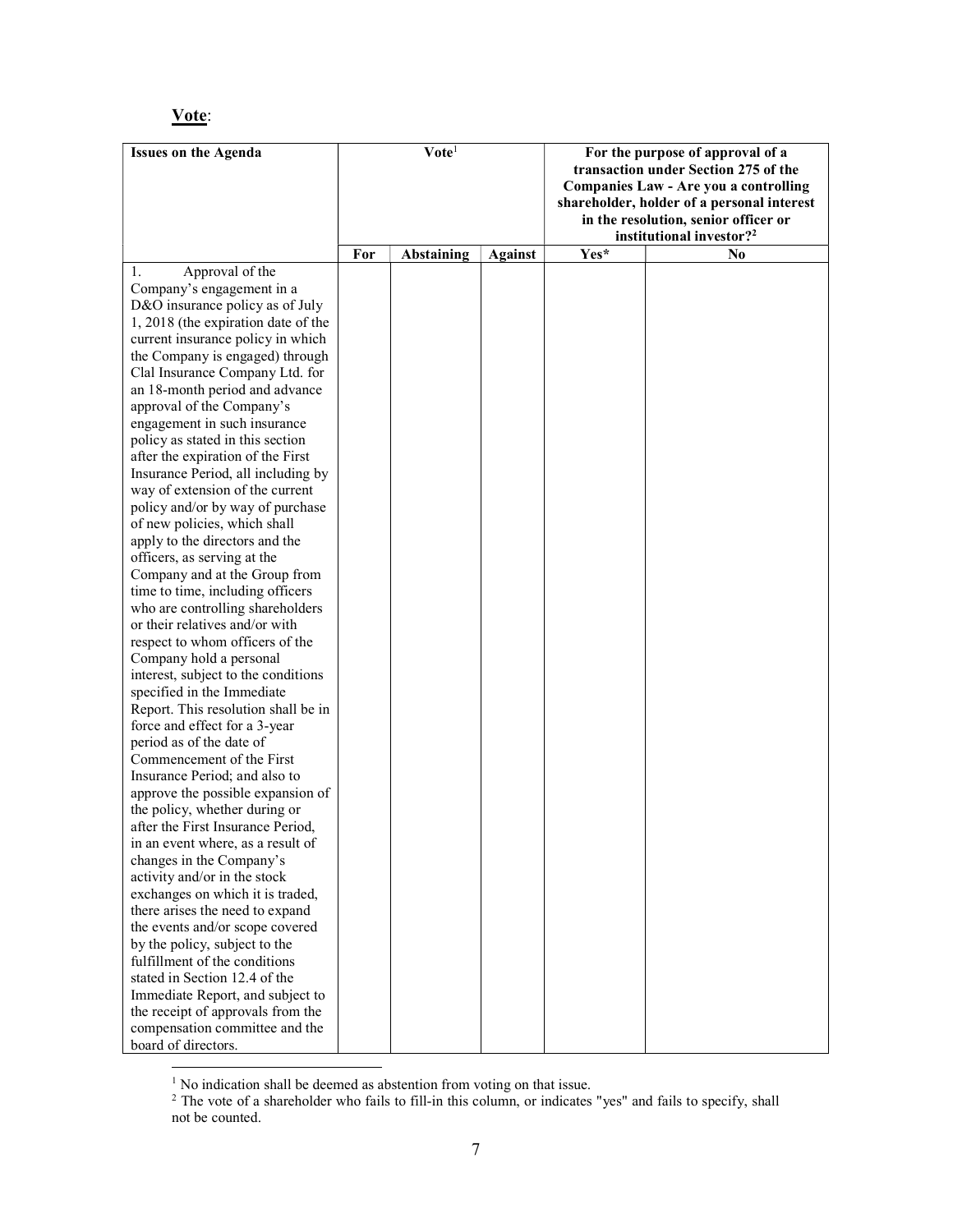**Vote**:

| Issues on the Agenda | Vote[1] | | | For the purpose of approval of a transaction under Section 275 of the Companies Law - Are you a controlling shareholder, holder of a personal interest in the resolution, senior officer or institutional investor?[2] | |
|---|---|---|---|---|---|
| | **For** | **Abstaining** | **Against** | **Yes*** | **No** |
| 1. Approval of the Company's engagement in a D&O insurance policy as of July 1, 2018 (the expiration date of the current insurance policy in which the Company is engaged) through Clal Insurance Company Ltd. for an 18-month period and advance approval of the Company's engagement in such insurance policy as stated in this section after the expiration of the First Insurance Period, all including by way of extension of the current policy and/or by way of purchase of new policies, which shall apply to the directors and the officers, as serving at the Company and at the Group from time to time, including officers who are controlling shareholders or their relatives and/or with respect to whom officers of the Company hold a personal interest, subject to the conditions specified in the Immediate Report. This resolution shall be in force and effect for a 3-year period as of the date of Commencement of the First Insurance Period; and also to approve the possible expansion of the policy, whether during or after the First Insurance Period, in an event where, as a result of changes in the Company's activity and/or in the stock exchanges on which it is traded, there arises the need to expand the events and/or scope covered by the policy, subject to the fulfillment of the conditions stated in Section 12.4 of the Immediate Report, and subject to the receipt of approvals from the compensation committee and the board of directors. | | | | | |

[1] No indication shall be deemed as abstention from voting on that issue.

[2] The vote of a shareholder who fails to fill-in this column, or indicates "yes" and fails to specify, shall not be counted.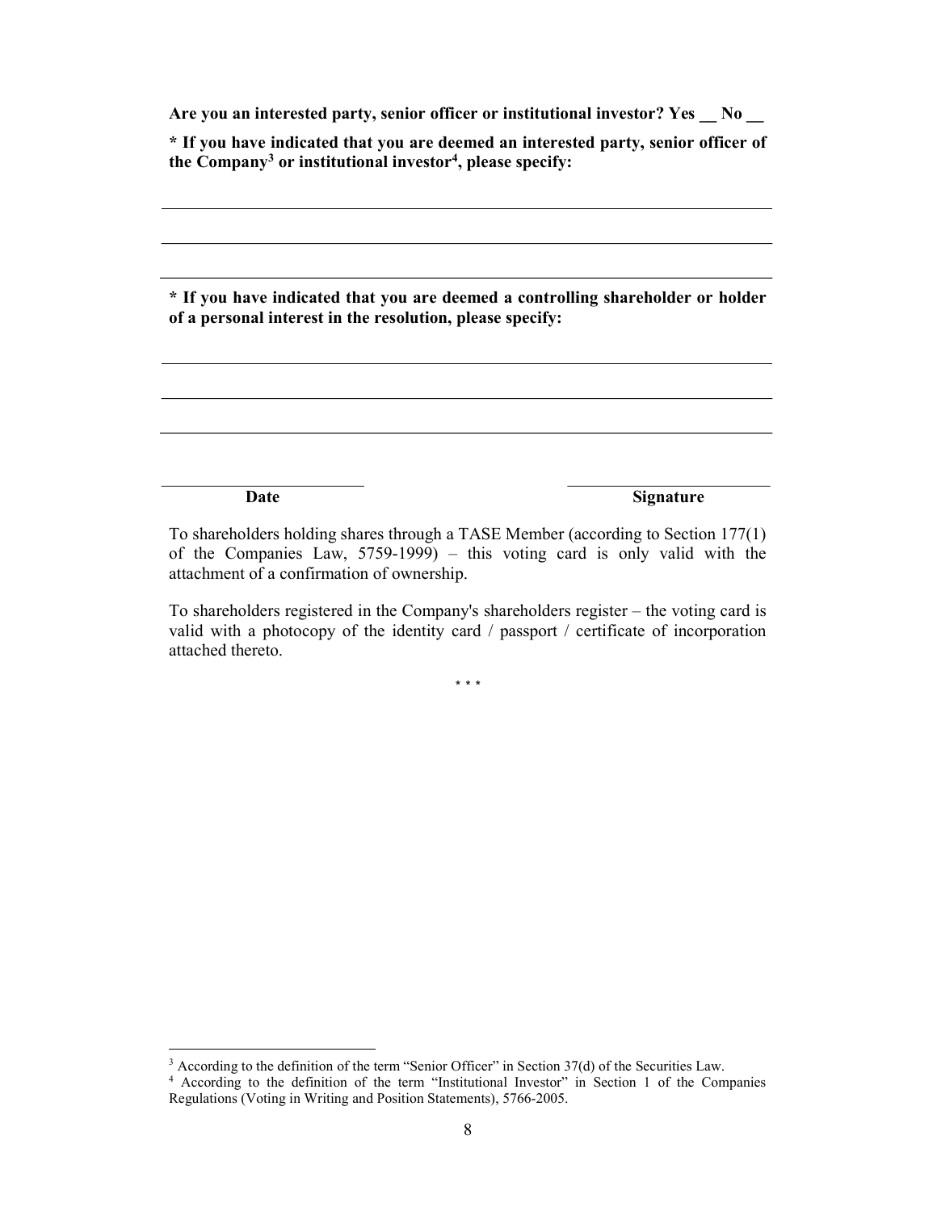**Are you an interested party, senior officer or institutional investor? Yes __ No __**

**\* If you have indicated that you are deemed an interested party, senior officer of the Company[3] or institutional investor[4], please specify:**

\_\_\_\_\_\_\_\_\_\_\_\_\_\_\_\_\_\_\_\_\_\_\_\_\_\_\_\_\_\_\_\_\_\_\_\_\_\_\_\_\_\_\_\_\_\_\_\_\_\_\_\_\_\_\_\_\_\_\_\_

\_\_\_\_\_\_\_\_\_\_\_\_\_\_\_\_\_\_\_\_\_\_\_\_\_\_\_\_\_\_\_\_\_\_\_\_\_\_\_\_\_\_\_\_\_\_\_\_\_\_\_\_\_\_\_\_\_\_\_\_

\_\_\_\_\_\_\_\_\_\_\_\_\_\_\_\_\_\_\_\_\_\_\_\_\_\_\_\_\_\_\_\_\_\_\_\_\_\_\_\_\_\_\_\_\_\_\_\_\_\_\_\_\_\_\_\_\_\_\_\_

**\* If you have indicated that you are deemed a controlling shareholder or holder of a personal interest in the resolution, please specify:**

\_\_\_\_\_\_\_\_\_\_\_\_\_\_\_\_\_\_\_\_\_\_\_\_\_\_\_\_\_\_\_\_\_\_\_\_\_\_\_\_\_\_\_\_\_\_\_\_\_\_\_\_\_\_\_\_\_\_\_\_

\_\_\_\_\_\_\_\_\_\_\_\_\_\_\_\_\_\_\_\_\_\_\_\_\_\_\_\_\_\_\_\_\_\_\_\_\_\_\_\_\_\_\_\_\_\_\_\_\_\_\_\_\_\_\_\_\_\_\_\_

\_\_\_\_\_\_\_\_\_\_\_\_\_\_\_\_\_\_\_\_\_\_\_\_\_\_\_\_\_\_\_\_\_\_\_\_\_\_\_\_\_\_\_\_\_\_\_\_\_\_\_\_\_\_\_\_\_\_\_\_

| | |
|---|---|
| \_\_\_\_\_\_\_\_\_\_\_\_\_\_\_\_\_\_\_\_ | \_\_\_\_\_\_\_\_\_\_\_\_\_\_\_\_\_\_\_\_ |
| **Date** | **Signature** |

To shareholders holding shares through a TASE Member (according to Section 177(1) of the Companies Law, 5759-1999) – this voting card is only valid with the attachment of a confirmation of ownership.

To shareholders registered in the Company's shareholders register – the voting card is valid with a photocopy of the identity card / passport / certificate of incorporation attached thereto.

\* \* \*

---

[3] According to the definition of the term "Senior Officer" in Section 37(d) of the Securities Law.

[4] According to the definition of the term "Institutional Investor" in Section 1 of the Companies Regulations (Voting in Writing and Position Statements), 5766-2005.